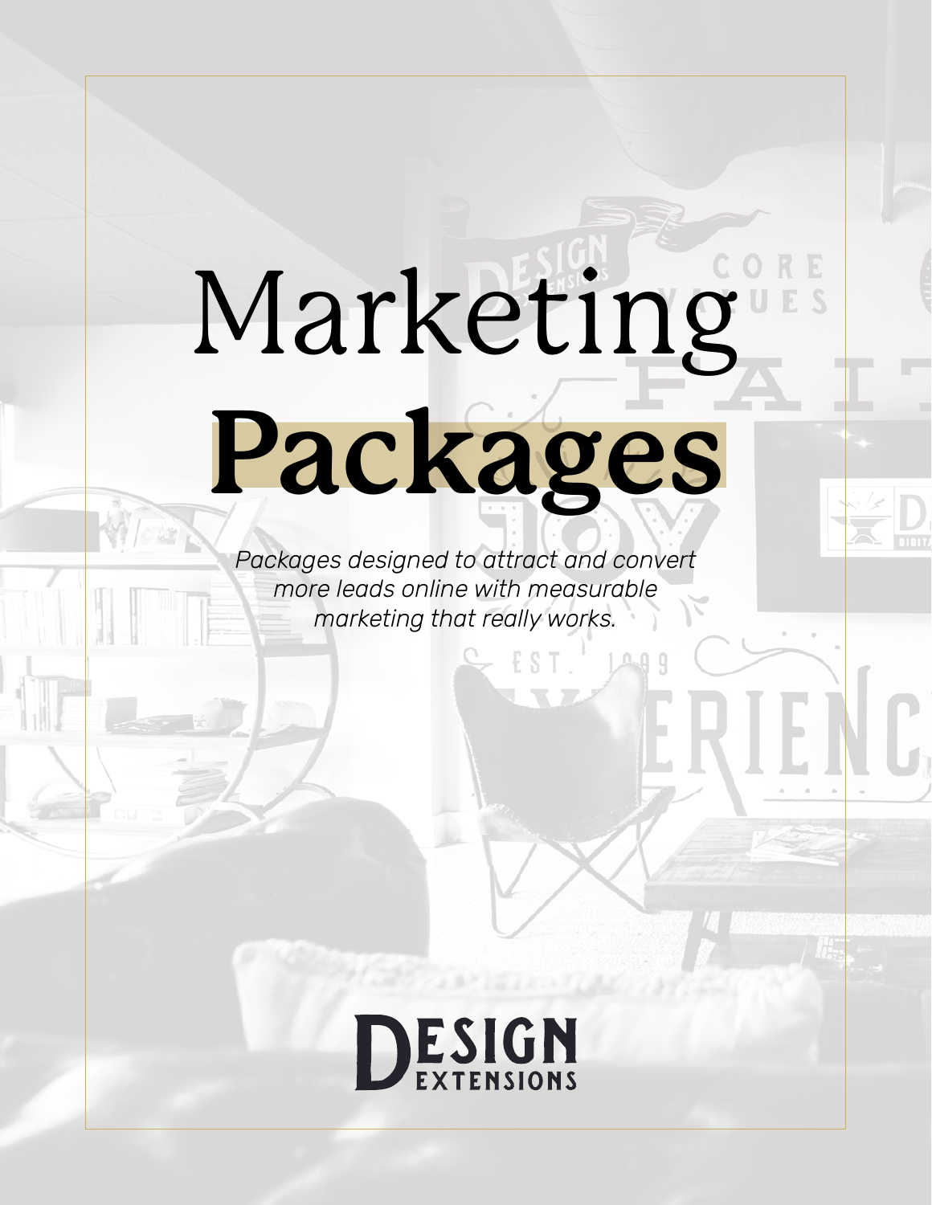# Marketing **Packages**

*Packages designed to attract and convert more leads online with measurable marketing that really works.*

DESIGN EXTENSIONS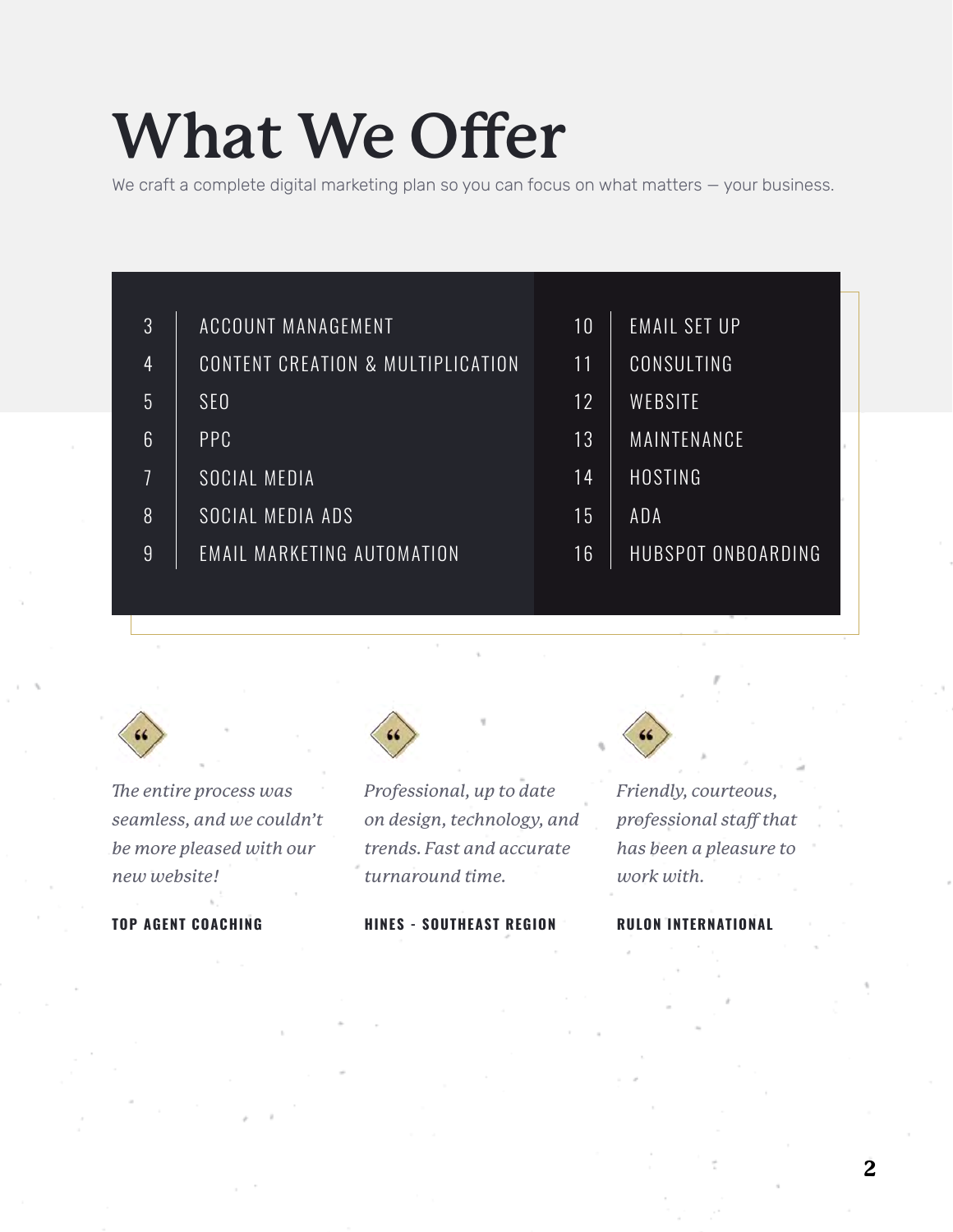# What We Offer

We craft a complete digital marketing plan so you can focus on what matters — your business.

| | | | |
|---|---|---|---|
| 3 | ACCOUNT MANAGEMENT | 10 | EMAIL SET UP |
| 4 | CONTENT CREATION & MULTIPLICATION | 11 | CONSULTING |
| 5 | SEO | 12 | WEBSITE |
| 6 | PPC | 13 | MAINTENANCE |
| 7 | SOCIAL MEDIA | 14 | HOSTING |
| 8 | SOCIAL MEDIA ADS | 15 | ADA |
| 9 | EMAIL MARKETING AUTOMATION | 16 | HUBSPOT ONBOARDING |

*The entire process was seamless, and we couldn't be more pleased with our new website!*

**TOP AGENT COACHING**

*Professional, up to date on design, technology, and trends. Fast and accurate turnaround time.*

**HINES - SOUTHEAST REGION**

*Friendly, courteous, professional staff that has been a pleasure to work with.*

**RULON INTERNATIONAL**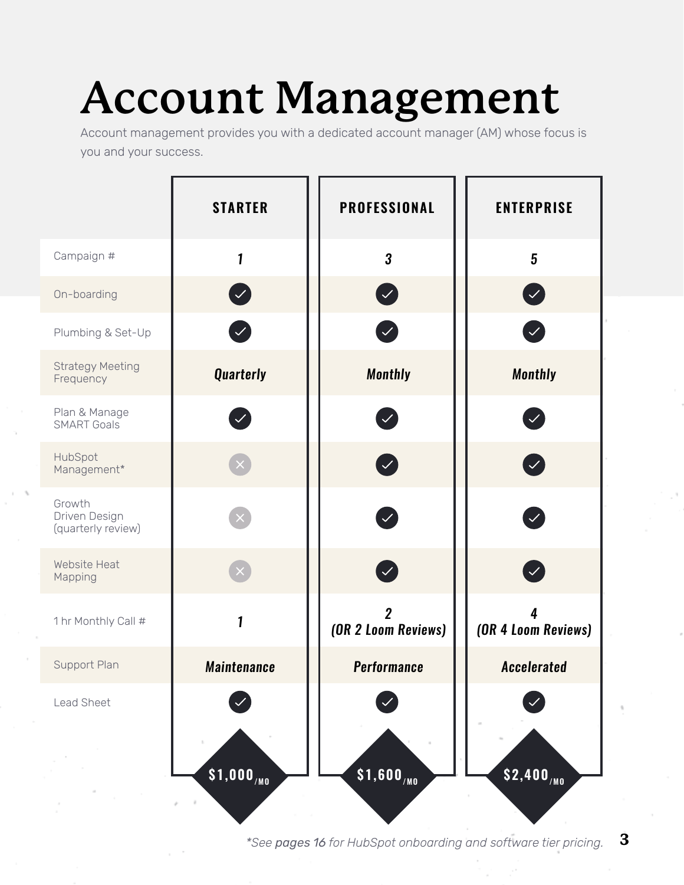# Account Management

Account management provides you with a dedicated account manager (AM) whose focus is you and your success.

| | STARTER | PROFESSIONAL | ENTERPRISE |
|---|---|---|---|
| Campaign # | 1 | 3 | 5 |
| On-boarding | ✓ | ✓ | ✓ |
| Plumbing & Set-Up | ✓ | ✓ | ✓ |
| Strategy Meeting Frequency | Quarterly | Monthly | Monthly |
| Plan & Manage SMART Goals | ✓ | ✓ | ✓ |
| HubSpot Management* | ✗ | ✓ | ✓ |
| Growth Driven Design (quarterly review) | ✗ | ✓ | ✓ |
| Website Heat Mapping | ✗ | ✓ | ✓ |
| 1 hr Monthly Call # | 1 | 2 (OR 2 Loom Reviews) | 4 (OR 4 Loom Reviews) |
| Support Plan | Maintenance | Performance | Accelerated |
| Lead Sheet | ✓ | ✓ | ✓ |
| | $1,000/MO | $1,600/MO | $2,400/MO |

*See **pages 16** for HubSpot onboarding and software tier pricing.*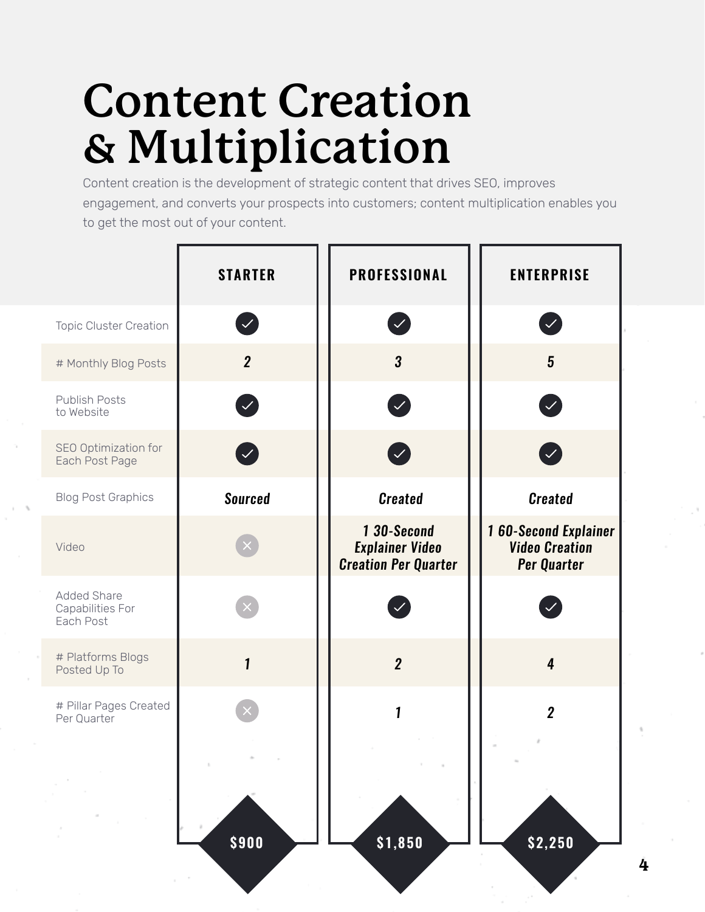# Content Creation & Multiplication

Content creation is the development of strategic content that drives SEO, improves engagement, and converts your prospects into customers; content multiplication enables you to get the most out of your content.

| | STARTER | PROFESSIONAL | ENTERPRISE |
|---|---|---|---|
| Topic Cluster Creation | ✓ | ✓ | ✓ |
| # Monthly Blog Posts | 2 | 3 | 5 |
| Publish Posts to Website | ✓ | ✓ | ✓ |
| SEO Optimization for Each Post Page | ✓ | ✓ | ✓ |
| Blog Post Graphics | Sourced | Created | Created |
| Video | ✗ | 1 30-Second Explainer Video Creation Per Quarter | 1 60-Second Explainer Video Creation Per Quarter |
| Added Share Capabilities For Each Post | ✗ | ✓ | ✓ |
| # Platforms Blogs Posted Up To | 1 | 2 | 4 |
| # Pillar Pages Created Per Quarter | ✗ | 1 | 2 |
| | $900 | $1,850 | $2,250 |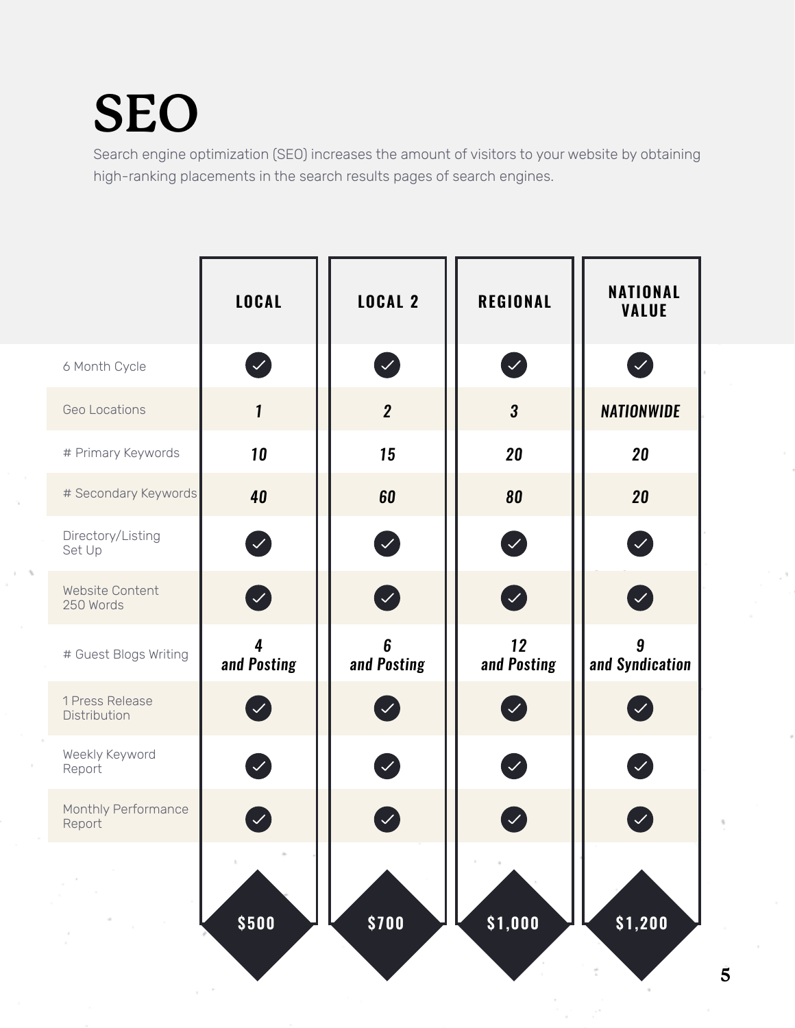# SEO

Search engine optimization (SEO) increases the amount of visitors to your website by obtaining high-ranking placements in the search results pages of search engines.

| | LOCAL | LOCAL 2 | REGIONAL | NATIONAL VALUE |
|---|---|---|---|---|
| 6 Month Cycle | ✓ | ✓ | ✓ | ✓ |
| Geo Locations | 1 | 2 | 3 | NATIONWIDE |
| # Primary Keywords | 10 | 15 | 20 | 20 |
| # Secondary Keywords | 40 | 60 | 80 | 20 |
| Directory/Listing Set Up | ✓ | ✓ | ✓ | ✓ |
| Website Content 250 Words | ✓ | ✓ | ✓ | ✓ |
| # Guest Blogs Writing | 4 and Posting | 6 and Posting | 12 and Posting | 9 and Syndication |
| 1 Press Release Distribution | ✓ | ✓ | ✓ | ✓ |
| Weekly Keyword Report | ✓ | ✓ | ✓ | ✓ |
| Monthly Performance Report | ✓ | ✓ | ✓ | ✓ |
| | $500 | $700 | $1,000 | $1,200 |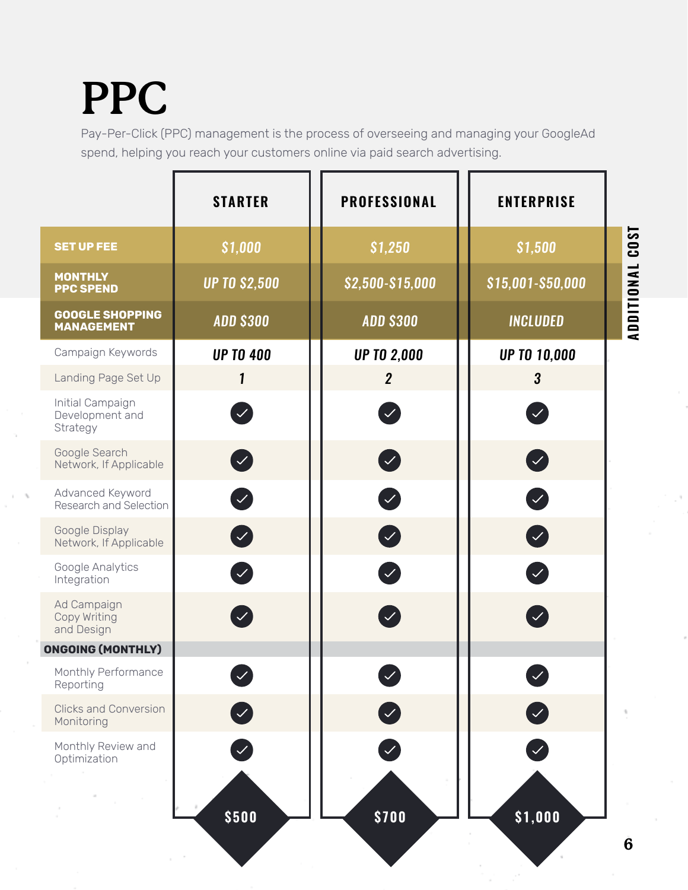# PPC

Pay-Per-Click (PPC) management is the process of overseeing and managing your GoogleAd spend, helping you reach your customers online via paid search advertising.

| | STARTER | PROFESSIONAL | ENTERPRISE |
|---|---|---|---|
| **SET UP FEE** | $1,000 | $1,250 | $1,500 |
| **MONTHLY PPC SPEND** | UP TO $2,500 | $2,500-$15,000 | $15,001-$50,000 |
| **GOOGLE SHOPPING MANAGEMENT** | ADD $300 | ADD $300 | INCLUDED |
| Campaign Keywords | UP TO 400 | UP TO 2,000 | UP TO 10,000 |
| Landing Page Set Up | 1 | 2 | 3 |
| Initial Campaign Development and Strategy | ✓ | ✓ | ✓ |
| Google Search Network, If Applicable | ✓ | ✓ | ✓ |
| Advanced Keyword Research and Selection | ✓ | ✓ | ✓ |
| Google Display Network, If Applicable | ✓ | ✓ | ✓ |
| Google Analytics Integration | ✓ | ✓ | ✓ |
| Ad Campaign Copy Writing and Design | ✓ | ✓ | ✓ |
| **ONGOING (MONTHLY)** | | | |
| Monthly Performance Reporting | ✓ | ✓ | ✓ |
| Clicks and Conversion Monitoring | ✓ | ✓ | ✓ |
| Monthly Review and Optimization | ✓ | ✓ | ✓ |
| | $500 | $700 | $1,000 |

ADDITIONAL COST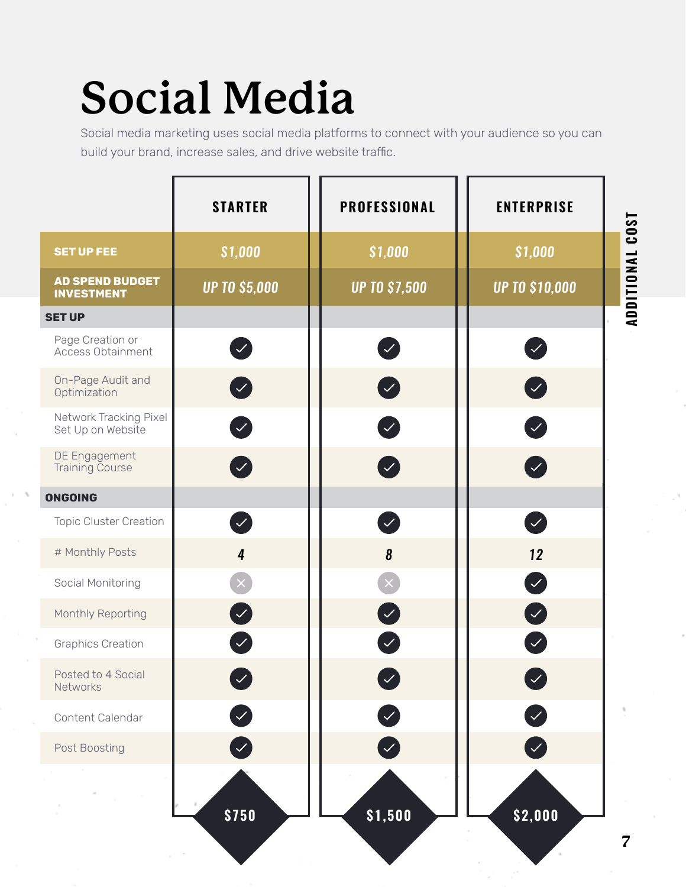# Social Media

Social media marketing uses social media platforms to connect with your audience so you can build your brand, increase sales, and drive website traffic.

| | STARTER | PROFESSIONAL | ENTERPRISE |
|---|---|---|---|
| **SET UP FEE** | $1,000 | $1,000 | $1,000 |
| **AD SPEND BUDGET INVESTMENT** | UP TO $5,000 | UP TO $7,500 | UP TO $10,000 |
| **SET UP** | | | |
| Page Creation or Access Obtainment | ✓ | ✓ | ✓ |
| On-Page Audit and Optimization | ✓ | ✓ | ✓ |
| Network Tracking Pixel Set Up on Website | ✓ | ✓ | ✓ |
| DE Engagement Training Course | ✓ | ✓ | ✓ |
| **ONGOING** | | | |
| Topic Cluster Creation | ✓ | ✓ | ✓ |
| # Monthly Posts | 4 | 8 | 12 |
| Social Monitoring | ✗ | ✗ | ✓ |
| Monthly Reporting | ✓ | ✓ | ✓ |
| Graphics Creation | ✓ | ✓ | ✓ |
| Posted to 4 Social Networks | ✓ | ✓ | ✓ |
| Content Calendar | ✓ | ✓ | ✓ |
| Post Boosting | ✓ | ✓ | ✓ |
| | $750 | $1,500 | $2,000 |

ADDITIONAL COST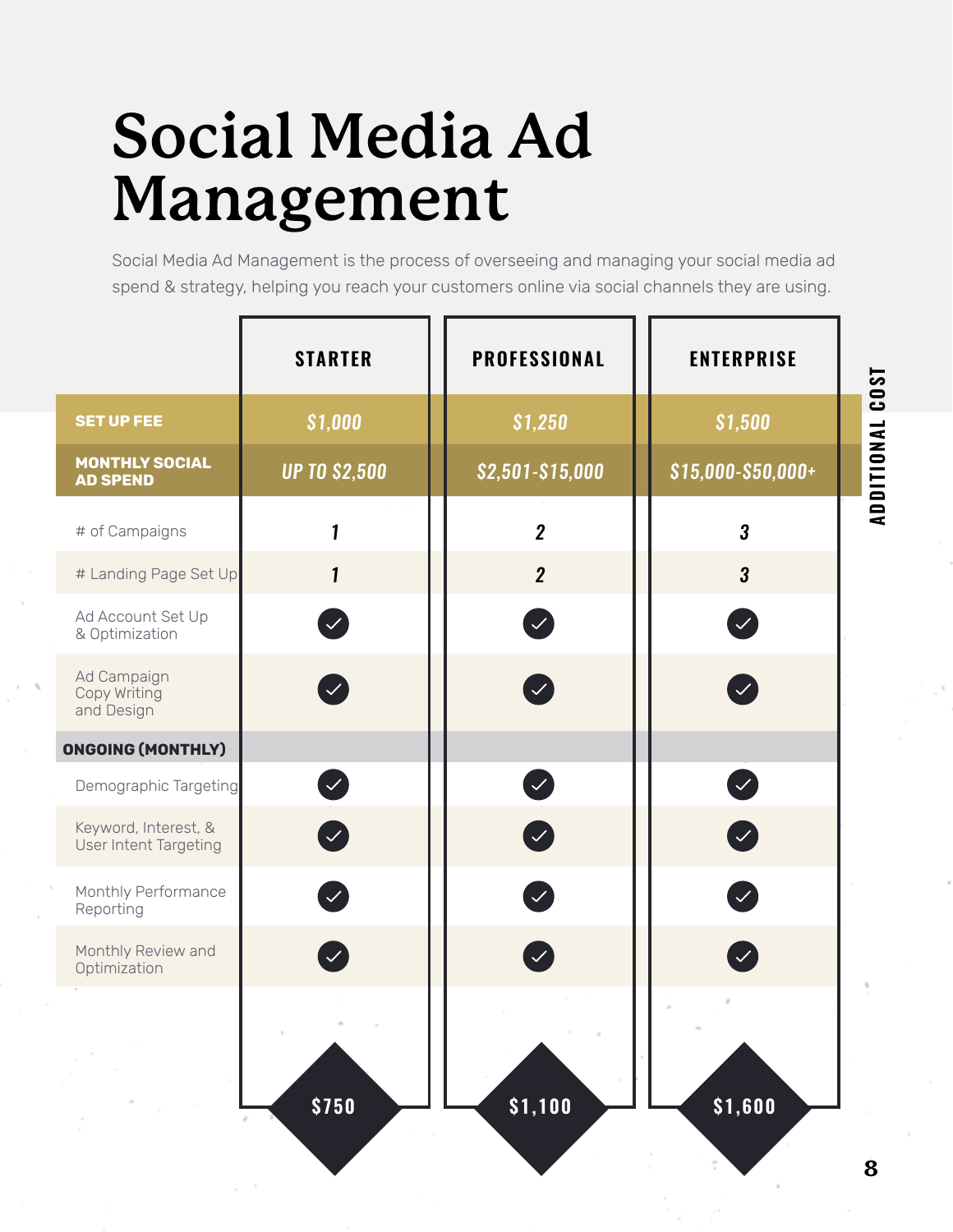# Social Media Ad Management

Social Media Ad Management is the process of overseeing and managing your social media ad spend & strategy, helping you reach your customers online via social channels they are using.

| | STARTER | PROFESSIONAL | ENTERPRISE |
|---|---|---|---|
| **SET UP FEE** | $1,000 | $1,250 | $1,500 |
| **MONTHLY SOCIAL AD SPEND** | UP TO $2,500 | $2,501-$15,000 | $15,000-$50,000+ |
| # of Campaigns | 1 | 2 | 3 |
| # Landing Page Set Up | 1 | 2 | 3 |
| Ad Account Set Up & Optimization | ✓ | ✓ | ✓ |
| Ad Campaign Copy Writing and Design | ✓ | ✓ | ✓ |
| **ONGOING (MONTHLY)** | | | |
| Demographic Targeting | ✓ | ✓ | ✓ |
| Keyword, Interest, & User Intent Targeting | ✓ | ✓ | ✓ |
| Monthly Performance Reporting | ✓ | ✓ | ✓ |
| Monthly Review and Optimization | ✓ | ✓ | ✓ |
| | $750 | $1,100 | $1,600 |

ADDITIONAL COST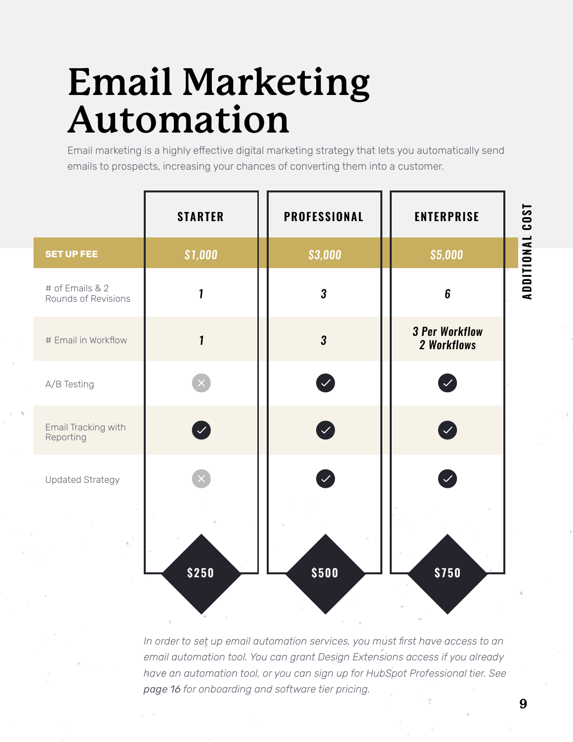# Email Marketing Automation

Email marketing is a highly effective digital marketing strategy that lets you automatically send emails to prospects, increasing your chances of converting them into a customer.

| | STARTER | PROFESSIONAL | ENTERPRISE |
|---|---|---|---|
| **SET UP FEE** | *$1,000* | *$3,000* | *$5,000* |
| # of Emails & 2 Rounds of Revisions | 1 | 3 | 6 |
| # Email in Workflow | 1 | 3 | 3 Per Workflow 2 Workflows |
| A/B Testing | ✗ | ✓ | ✓ |
| Email Tracking with Reporting | ✓ | ✓ | ✓ |
| Updated Strategy | ✗ | ✓ | ✓ |
| **ADDITIONAL COST** | $250 | $500 | $750 |

*In order to set up email automation services, you must first have access to an email automation tool. You can grant Design Extensions access if you already have an automation tool, or you can sign up for HubSpot Professional tier. See page 16 for onboarding and software tier pricing.*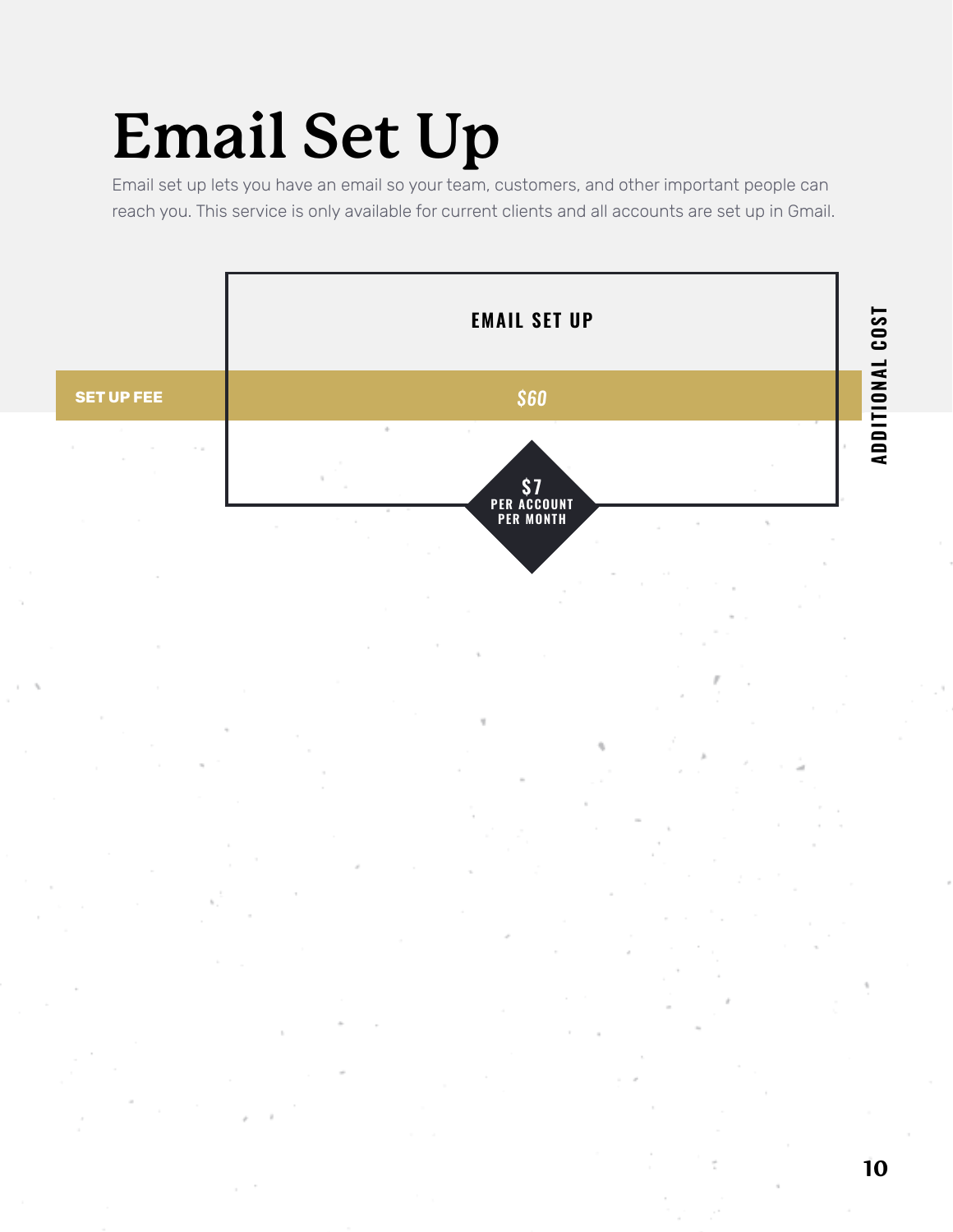# Email Set Up

Email set up lets you have an email so your team, customers, and other important people can reach you. This service is only available for current clients and all accounts are set up in Gmail.

| | EMAIL SET UP |
|---|---|
| **SET UP FEE** | *$60* |
| ADDITIONAL COST | $7 PER ACCOUNT PER MONTH |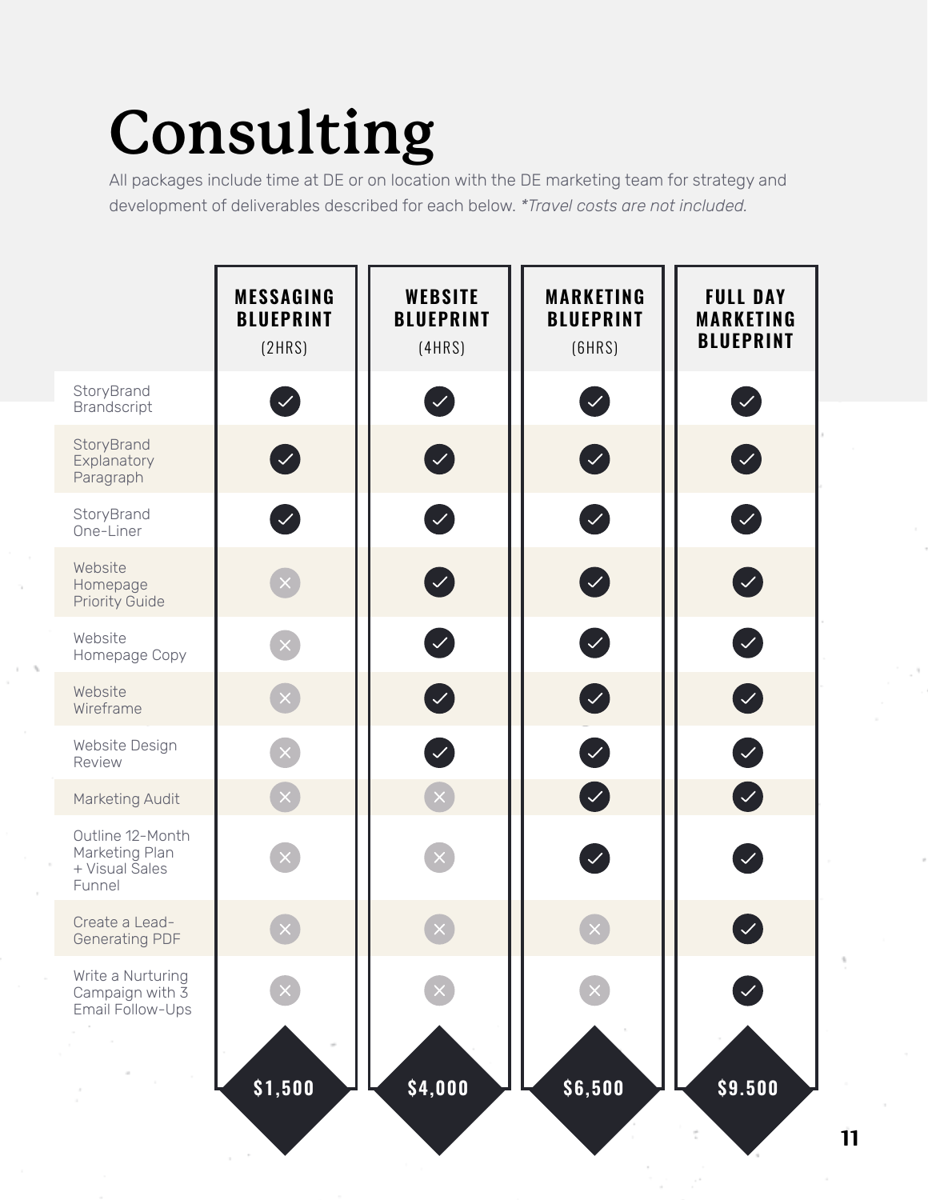# Consulting

All packages include time at DE or on location with the DE marketing team for strategy and development of deliverables described for each below. *\*Travel costs are not included.*

| | MESSAGING BLUEPRINT (2HRS) | WEBSITE BLUEPRINT (4HRS) | MARKETING BLUEPRINT (6HRS) | FULL DAY MARKETING BLUEPRINT |
|---|---|---|---|---|
| StoryBrand Brandscript | ✓ | ✓ | ✓ | ✓ |
| StoryBrand Explanatory Paragraph | ✓ | ✓ | ✓ | ✓ |
| StoryBrand One-Liner | ✓ | ✓ | ✓ | ✓ |
| Website Homepage Priority Guide | ✗ | ✓ | ✓ | ✓ |
| Website Homepage Copy | ✗ | ✓ | ✓ | ✓ |
| Website Wireframe | ✗ | ✓ | ✓ | ✓ |
| Website Design Review | ✗ | ✓ | ✓ | ✓ |
| Marketing Audit | ✗ | ✗ | ✓ | ✓ |
| Outline 12-Month Marketing Plan + Visual Sales Funnel | ✗ | ✗ | ✓ | ✓ |
| Create a Lead-Generating PDF | ✗ | ✗ | ✗ | ✓ |
| Write a Nurturing Campaign with 3 Email Follow-Ups | ✗ | ✗ | ✗ | ✓ |
| | $1,500 | $4,000 | $6,500 | $9.500 |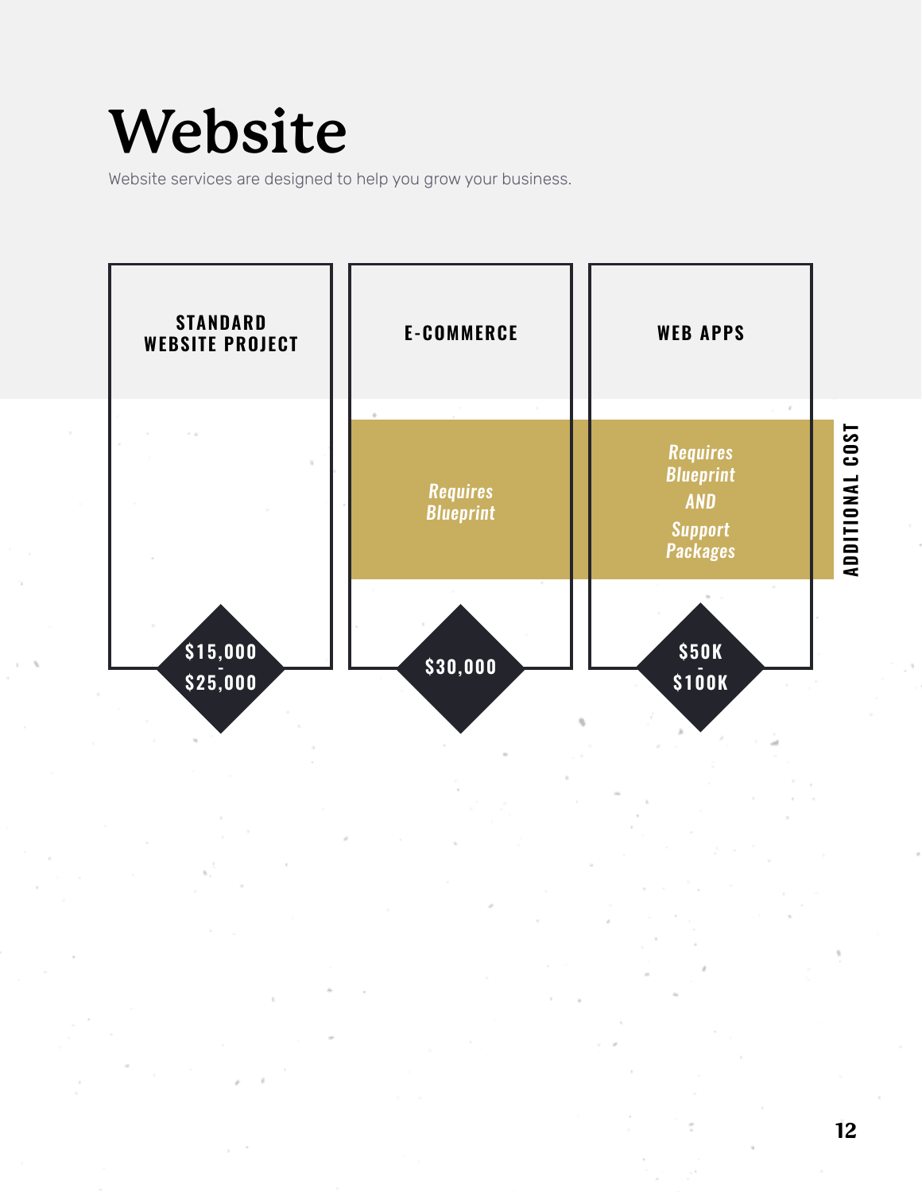# Website

Website services are designed to help you grow your business.

| | STANDARD WEBSITE PROJECT | E-COMMERCE | WEB APPS |
|---|---|---|---|
| ADDITIONAL COST | | *Requires Blueprint* | *Requires Blueprint AND Support Packages* |
| Price | $15,000 - $25,000 | $30,000 | $50K - $100K |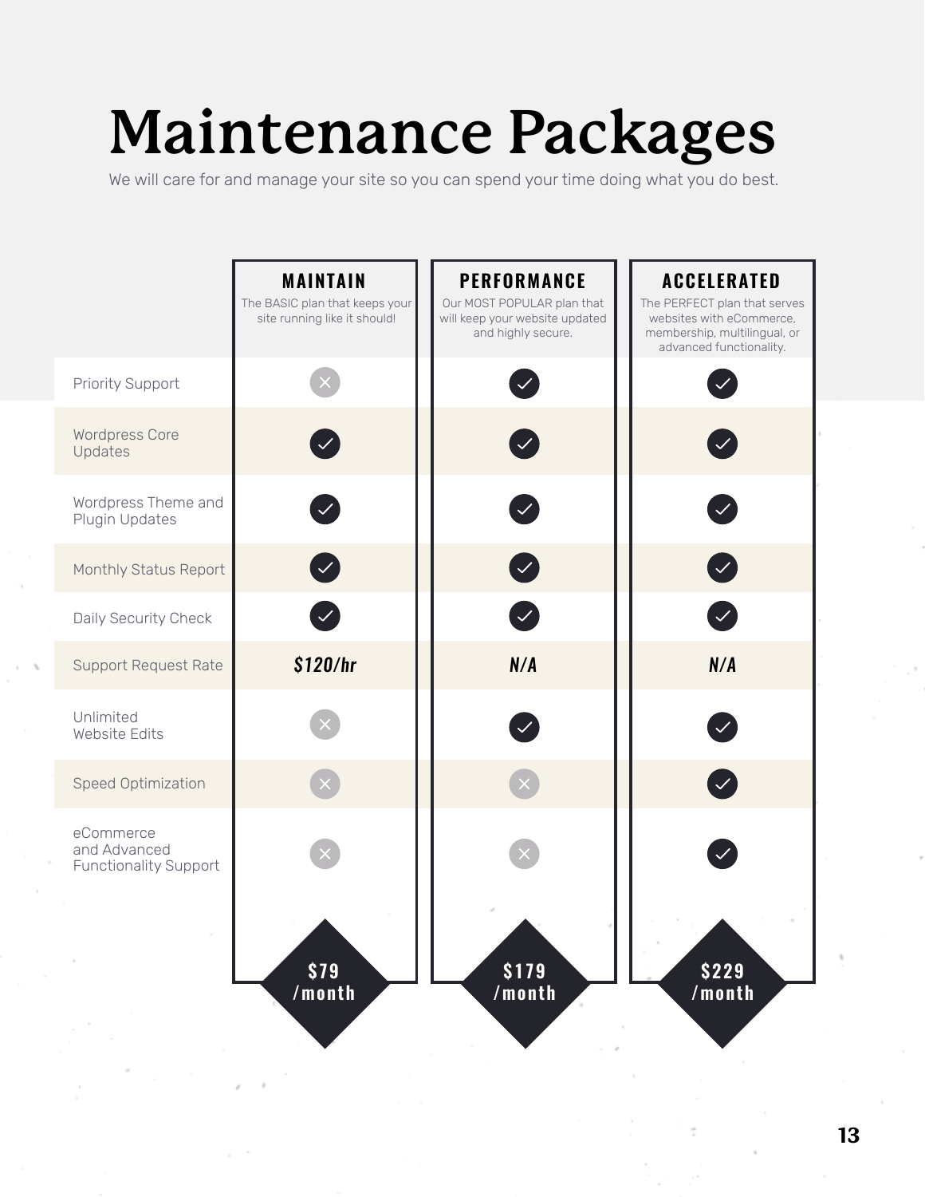# Maintenance Packages

We will care for and manage your site so you can spend your time doing what you do best.

| | MAINTAIN | PERFORMANCE | ACCELERATED |
|---|---|---|---|
| | The BASIC plan that keeps your site running like it should! | Our MOST POPULAR plan that will keep your website updated and highly secure. | The PERFECT plan that serves websites with eCommerce, membership, multilingual, or advanced functionality. |
| Priority Support | ✗ | ✓ | ✓ |
| Wordpress Core Updates | ✓ | ✓ | ✓ |
| Wordpress Theme and Plugin Updates | ✓ | ✓ | ✓ |
| Monthly Status Report | ✓ | ✓ | ✓ |
| Daily Security Check | ✓ | ✓ | ✓ |
| Support Request Rate | $120/hr | N/A | N/A |
| Unlimited Website Edits | ✗ | ✓ | ✓ |
| Speed Optimization | ✗ | ✗ | ✓ |
| eCommerce and Advanced Functionality Support | ✗ | ✗ | ✓ |
| | $79 /month | $179 /month | $229 /month |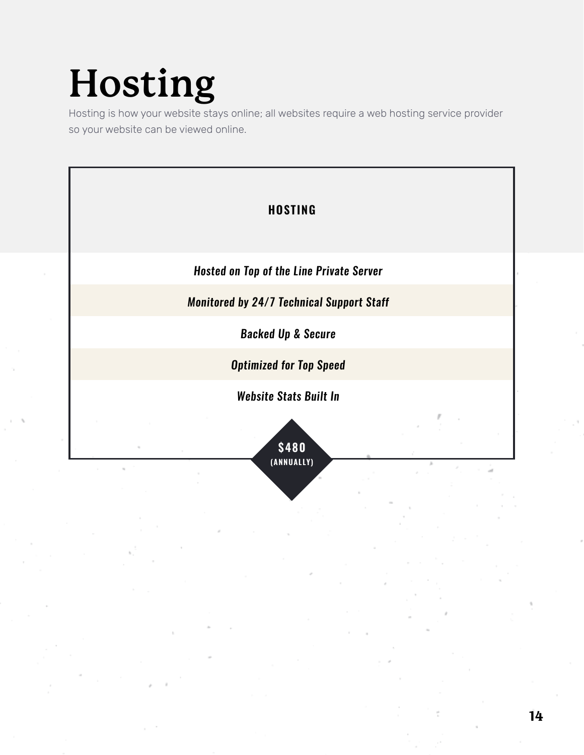# Hosting

Hosting is how your website stays online; all websites require a web hosting service provider so your website can be viewed online.

**HOSTING**

*Hosted on Top of the Line Private Server*

*Monitored by 24/7 Technical Support Staff*

*Backed Up & Secure*

*Optimized for Top Speed*

*Website Stats Built In*

**$480**
**(ANNUALLY)**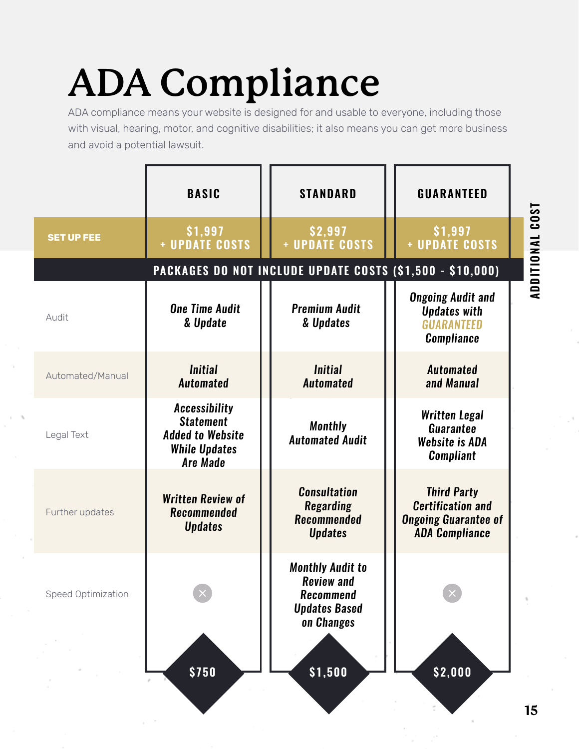# ADA Compliance

ADA compliance means your website is designed for and usable to everyone, including those with visual, hearing, motor, and cognitive disabilities; it also means you can get more business and avoid a potential lawsuit.

| | BASIC | STANDARD | GUARANTEED |
|---|---|---|---|
| SET UP FEE | $1,997 + UPDATE COSTS | $2,997 + UPDATE COSTS | $1,997 + UPDATE COSTS |
| PACKAGES DO NOT INCLUDE UPDATE COSTS ($1,500 - $10,000) | | | |
| Audit | One Time Audit & Update | Premium Audit & Updates | Ongoing Audit and Updates with GUARANTEED Compliance |
| Automated/Manual | Initial Automated | Initial Automated | Automated and Manual |
| Legal Text | Accessibility Statement Added to Website While Updates Are Made | Monthly Automated Audit | Written Legal Guarantee Website is ADA Compliant |
| Further updates | Written Review of Recommended Updates | Consultation Regarding Recommended Updates | Third Party Certification and Ongoing Guarantee of ADA Compliance |
| Speed Optimization | ✕ | Monthly Audit to Review and Recommend Updates Based on Changes | ✕ |
| | $750 | $1,500 | $2,000 |

ADDITIONAL COST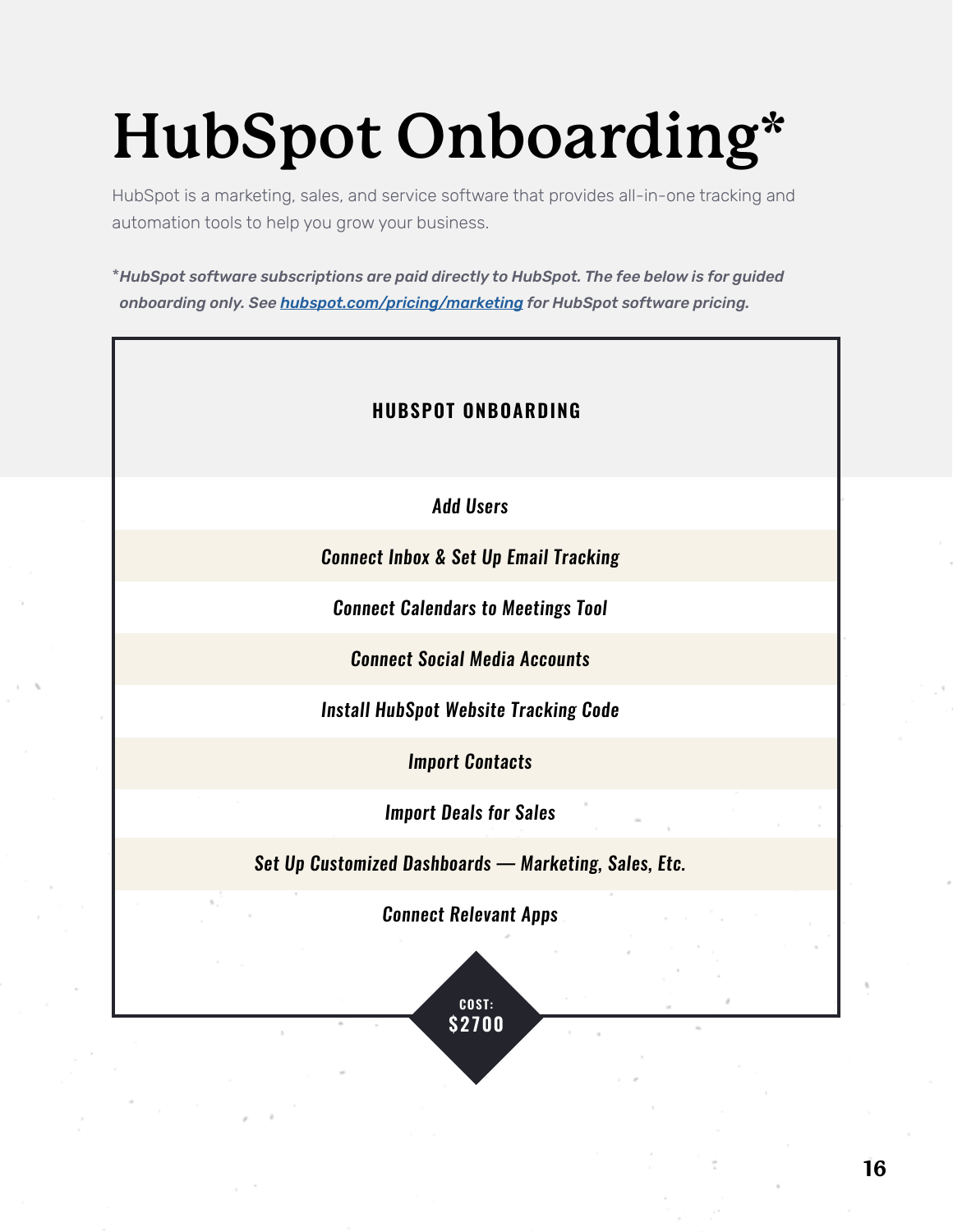# HubSpot Onboarding*

HubSpot is a marketing, sales, and service software that provides all-in-one tracking and automation tools to help you grow your business.

**_*HubSpot software subscriptions are paid directly to HubSpot. The fee below is for guided onboarding only. See hubspot.com/pricing/marketing for HubSpot software pricing._**

| HUBSPOT ONBOARDING |
| --- |
| *Add Users* |
| *Connect Inbox & Set Up Email Tracking* |
| *Connect Calendars to Meetings Tool* |
| *Connect Social Media Accounts* |
| *Install HubSpot Website Tracking Code* |
| *Import Contacts* |
| *Import Deals for Sales* |
| *Set Up Customized Dashboards — Marketing, Sales, Etc.* |
| *Connect Relevant Apps* |

**COST:**
**$2700**